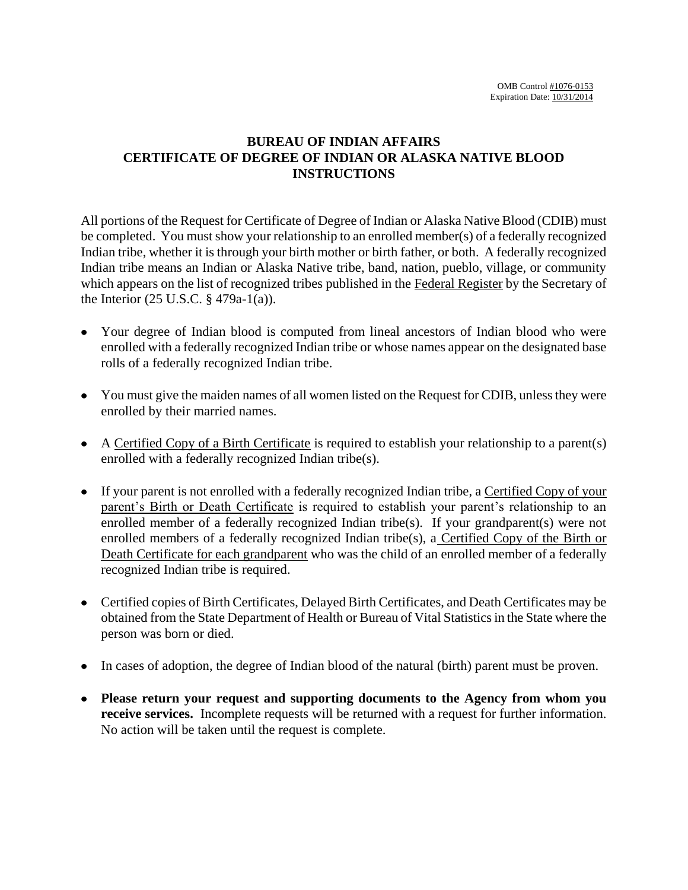OMB Control #1076-0153
Expiration Date: 10/31/2014

# BUREAU OF INDIAN AFFAIRS
# CERTIFICATE OF DEGREE OF INDIAN OR ALASKA NATIVE BLOOD
# INSTRUCTIONS

All portions of the Request for Certificate of Degree of Indian or Alaska Native Blood (CDIB) must be completed. You must show your relationship to an enrolled member(s) of a federally recognized Indian tribe, whether it is through your birth mother or birth father, or both. A federally recognized Indian tribe means an Indian or Alaska Native tribe, band, nation, pueblo, village, or community which appears on the list of recognized tribes published in the Federal Register by the Secretary of the Interior (25 U.S.C. § 479a-1(a)).

- Your degree of Indian blood is computed from lineal ancestors of Indian blood who were enrolled with a federally recognized Indian tribe or whose names appear on the designated base rolls of a federally recognized Indian tribe.
- You must give the maiden names of all women listed on the Request for CDIB, unless they were enrolled by their married names.
- A Certified Copy of a Birth Certificate is required to establish your relationship to a parent(s) enrolled with a federally recognized Indian tribe(s).
- If your parent is not enrolled with a federally recognized Indian tribe, a Certified Copy of your parent's Birth or Death Certificate is required to establish your parent's relationship to an enrolled member of a federally recognized Indian tribe(s). If your grandparent(s) were not enrolled members of a federally recognized Indian tribe(s), a Certified Copy of the Birth or Death Certificate for each grandparent who was the child of an enrolled member of a federally recognized Indian tribe is required.
- Certified copies of Birth Certificates, Delayed Birth Certificates, and Death Certificates may be obtained from the State Department of Health or Bureau of Vital Statistics in the State where the person was born or died.
- In cases of adoption, the degree of Indian blood of the natural (birth) parent must be proven.
- **Please return your request and supporting documents to the Agency from whom you receive services.** Incomplete requests will be returned with a request for further information. No action will be taken until the request is complete.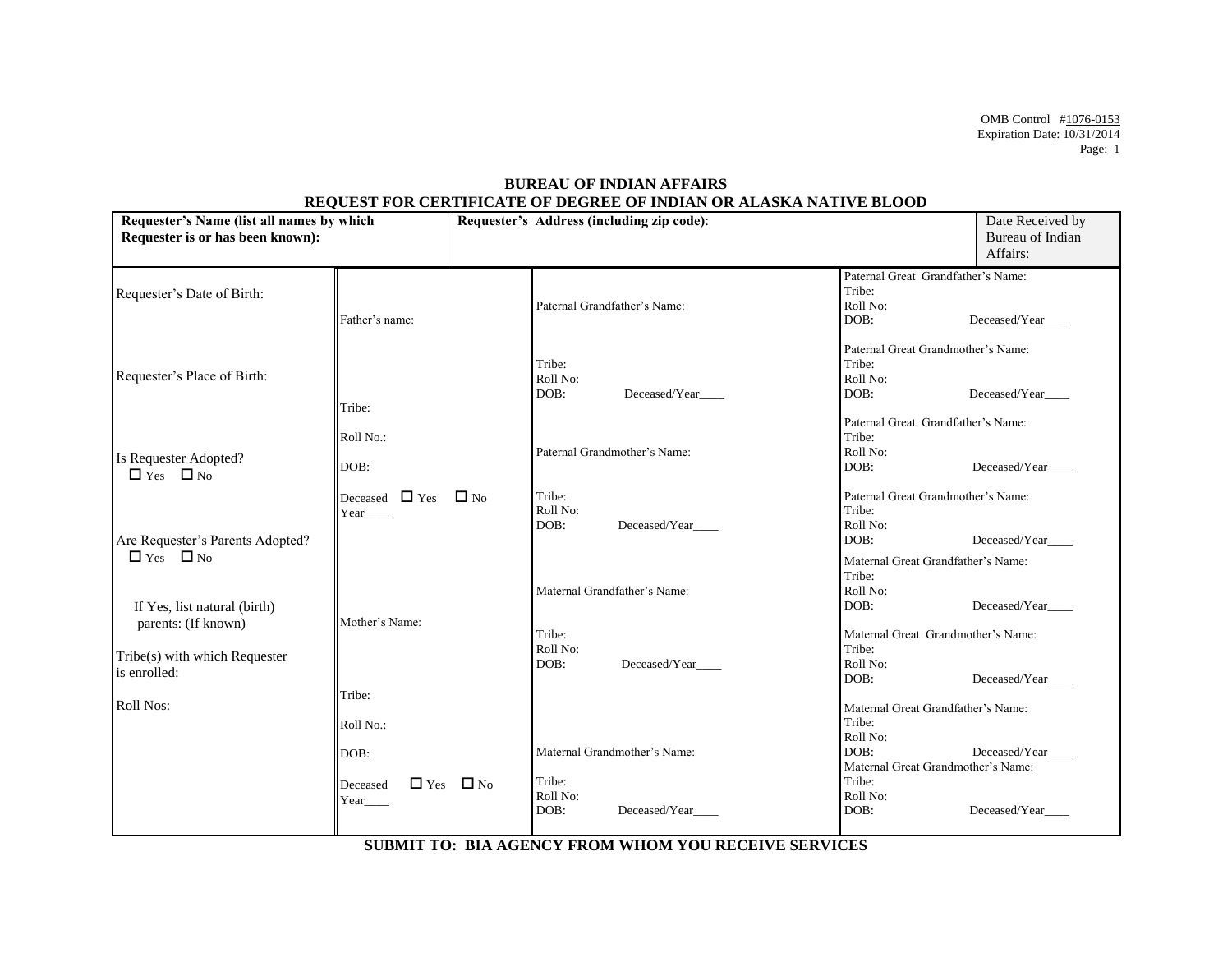OMB Control #1076-0153
Expiration Date: 10/31/2014

## BUREAU OF INDIAN AFFAIRS
## REQUEST FOR CERTIFICATE OF DEGREE OF INDIAN OR ALASKA NATIVE BLOOD

| **Requester's Name (list all names by which Requester is or has been known):** | **Requester's Address (including zip code):** | Date Received by Bureau of Indian Affairs: |
|---|---|---|

| | | | |
|---|---|---|---|
| Requester's Date of Birth:<br><br>Requester's Place of Birth:<br><br>Is Requester Adopted?<br>☐ Yes ☐ No<br><br>Are Requester's Parents Adopted?<br>☐ Yes ☐ No<br><br>If Yes, list natural (birth) parents: (If known)<br><br>Tribe(s) with which Requester is enrolled:<br><br>Roll Nos: | Father's name:<br><br>Tribe:<br><br>Roll No.:<br><br>DOB:<br><br>Deceased ☐ Yes ☐ No<br>Year____ | Paternal Grandfather's Name:<br><br>Tribe:<br>Roll No:<br>DOB: Deceased/Year____<br><br>Paternal Grandmother's Name:<br><br>Tribe:<br>Roll No:<br>DOB: Deceased/Year____ | Paternal Great Grandfather's Name:<br>Tribe:<br>Roll No:<br>DOB: Deceased/Year____<br><br>Paternal Great Grandmother's Name:<br>Tribe:<br>Roll No:<br>DOB: Deceased/Year____<br><br>Paternal Great Grandfather's Name:<br>Tribe:<br>Roll No:<br>DOB: Deceased/Year____<br><br>Paternal Great Grandmother's Name:<br>Tribe:<br>Roll No:<br>DOB: Deceased/Year____ |
| | Mother's Name:<br><br>Tribe:<br><br>Roll No.:<br><br>DOB:<br><br>Deceased ☐ Yes ☐ No<br>Year____ | Maternal Grandfather's Name:<br><br>Tribe:<br>Roll No:<br>DOB: Deceased/Year____<br><br>Maternal Grandmother's Name:<br><br>Tribe:<br>Roll No:<br>DOB: Deceased/Year____ | Maternal Great Grandfather's Name:<br>Tribe:<br>Roll No:<br>DOB: Deceased/Year____<br><br>Maternal Great Grandmother's Name:<br>Tribe:<br>Roll No:<br>DOB: Deceased/Year____<br><br>Maternal Great Grandfather's Name:<br>Tribe:<br>Roll No:<br>DOB: Deceased/Year____<br><br>Maternal Great Grandmother's Name:<br>Tribe:<br>Roll No:<br>DOB: Deceased/Year____ |

**SUBMIT TO: BIA AGENCY FROM WHOM YOU RECEIVE SERVICES**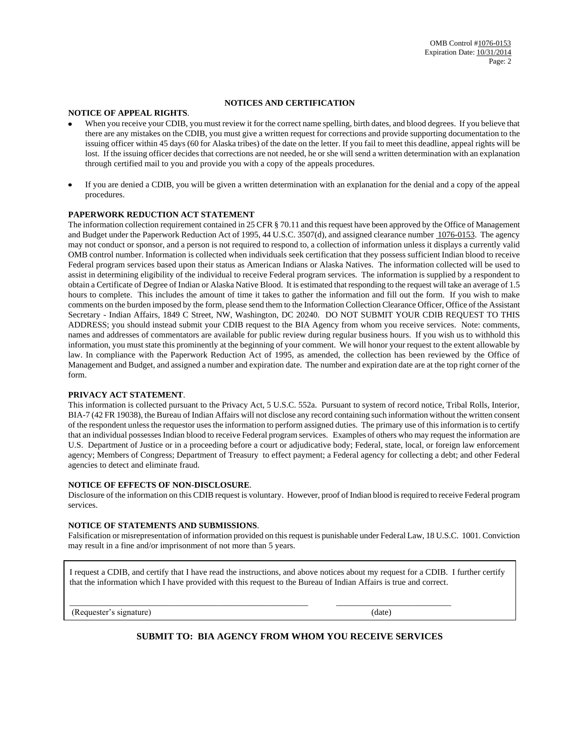## NOTICES AND CERTIFICATION

**NOTICE OF APPEAL RIGHTS**.

- When you receive your CDIB, you must review it for the correct name spelling, birth dates, and blood degrees. If you believe that there are any mistakes on the CDIB, you must give a written request for corrections and provide supporting documentation to the issuing officer within 45 days (60 for Alaska tribes) of the date on the letter. If you fail to meet this deadline, appeal rights will be lost. If the issuing officer decides that corrections are not needed, he or she will send a written determination with an explanation through certified mail to you and provide you with a copy of the appeals procedures.
- If you are denied a CDIB, you will be given a written determination with an explanation for the denial and a copy of the appeal procedures.

**PAPERWORK REDUCTION ACT STATEMENT**

The information collection requirement contained in 25 CFR § 70.11 and this request have been approved by the Office of Management and Budget under the Paperwork Reduction Act of 1995, 44 U.S.C. 3507(d), and assigned clearance number 1076-0153. The agency may not conduct or sponsor, and a person is not required to respond to, a collection of information unless it displays a currently valid OMB control number. Information is collected when individuals seek certification that they possess sufficient Indian blood to receive Federal program services based upon their status as American Indians or Alaska Natives. The information collected will be used to assist in determining eligibility of the individual to receive Federal program services. The information is supplied by a respondent to obtain a Certificate of Degree of Indian or Alaska Native Blood. It is estimated that responding to the request will take an average of 1.5 hours to complete. This includes the amount of time it takes to gather the information and fill out the form. If you wish to make comments on the burden imposed by the form, please send them to the Information Collection Clearance Officer, Office of the Assistant Secretary - Indian Affairs, 1849 C Street, NW, Washington, DC 20240. DO NOT SUBMIT YOUR CDIB REQUEST TO THIS ADDRESS; you should instead submit your CDIB request to the BIA Agency from whom you receive services. Note: comments, names and addresses of commentators are available for public review during regular business hours. If you wish us to withhold this information, you must state this prominently at the beginning of your comment. We will honor your request to the extent allowable by law. In compliance with the Paperwork Reduction Act of 1995, as amended, the collection has been reviewed by the Office of Management and Budget, and assigned a number and expiration date. The number and expiration date are at the top right corner of the form.

**PRIVACY ACT STATEMENT**.

This information is collected pursuant to the Privacy Act, 5 U.S.C. 552a. Pursuant to system of record notice, Tribal Rolls, Interior, BIA-7 (42 FR 19038), the Bureau of Indian Affairs will not disclose any record containing such information without the written consent of the respondent unless the requestor uses the information to perform assigned duties. The primary use of this information is to certify that an individual possesses Indian blood to receive Federal program services. Examples of others who may request the information are U.S. Department of Justice or in a proceeding before a court or adjudicative body; Federal, state, local, or foreign law enforcement agency; Members of Congress; Department of Treasury to effect payment; a Federal agency for collecting a debt; and other Federal agencies to detect and eliminate fraud.

**NOTICE OF EFFECTS OF NON-DISCLOSURE**.

Disclosure of the information on this CDIB request is voluntary. However, proof of Indian blood is required to receive Federal program services.

**NOTICE OF STATEMENTS AND SUBMISSIONS**.

Falsification or misrepresentation of information provided on this request is punishable under Federal Law, 18 U.S.C. 1001. Conviction may result in a fine and/or imprisonment of not more than 5 years.

I request a CDIB, and certify that I have read the instructions, and above notices about my request for a CDIB. I further certify that the information which I have provided with this request to the Bureau of Indian Affairs is true and correct.

\_\_\_\_\_\_\_\_\_\_\_\_\_\_\_\_\_\_\_\_\_\_\_\_\_\_\_\_\_\_\_\_\_\_\_\_\_\_\_\_ \_\_\_\_\_\_\_\_\_\_\_\_\_\_\_\_\_\_\_\_\_\_\_\_

(Requester's signature) (date)

**SUBMIT TO: BIA AGENCY FROM WHOM YOU RECEIVE SERVICES**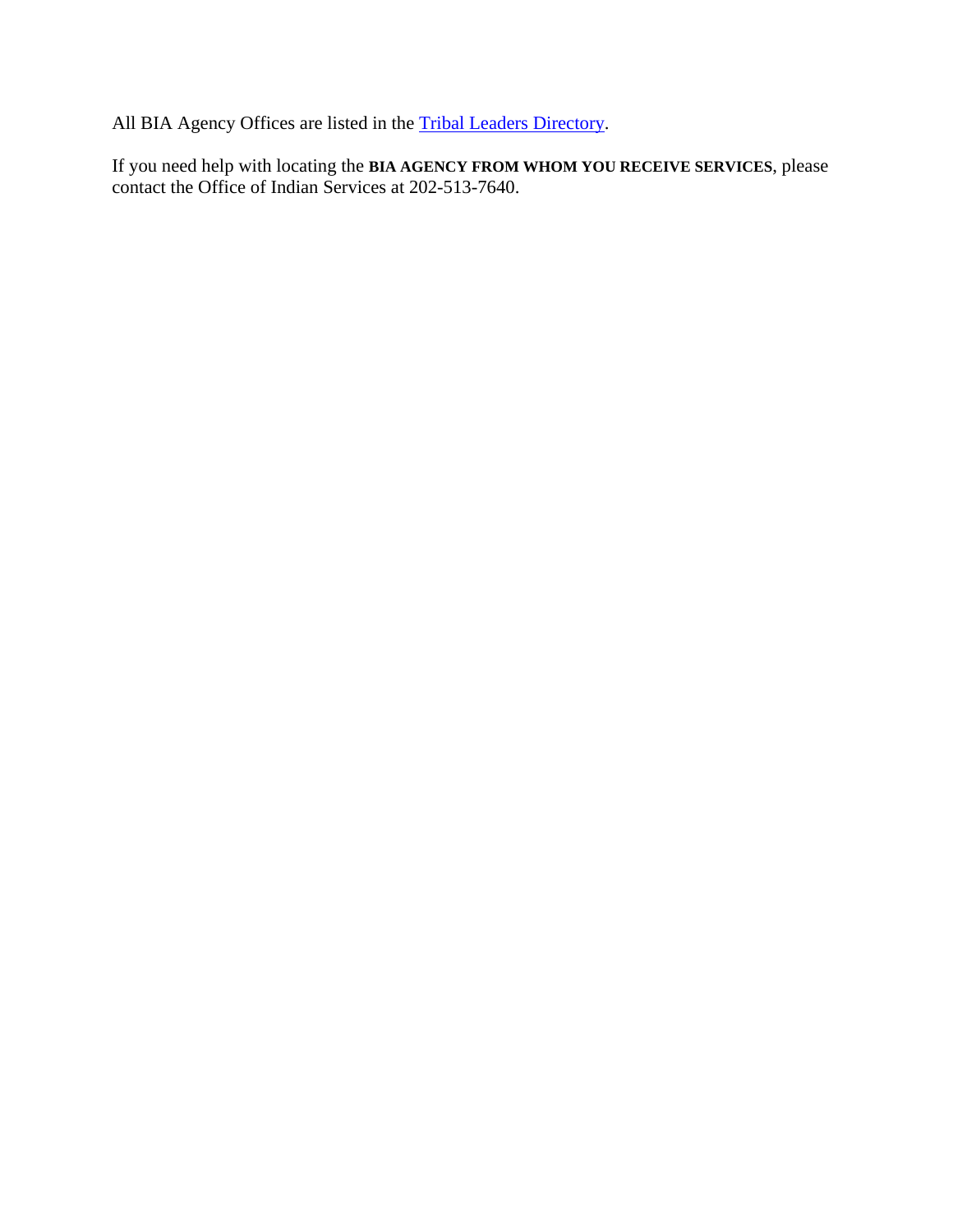All BIA Agency Offices are listed in the [Tribal Leaders Directory].

If you need help with locating the **BIA AGENCY FROM WHOM YOU RECEIVE SERVICES**, please contact the Office of Indian Services at 202-513-7640.